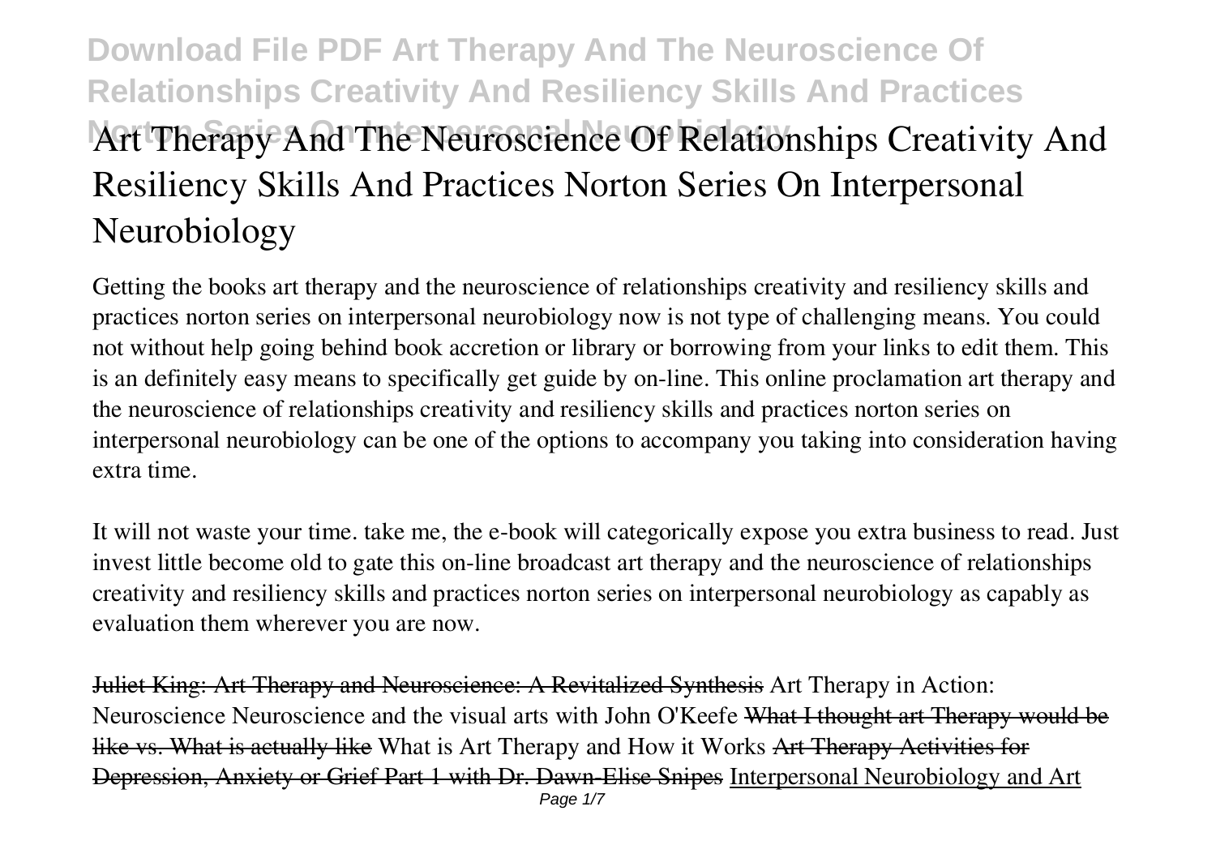# Art Therapy And The Neuroscience Of Relationships Creativity And Resiliency Skills And Practices Norton Series On Interpersonal Neurobiology

Getting the books art therapy and the neuroscience of relationships creativity and resiliency skills and practices norton series on interpersonal neurobiology now is not type of challenging means. You could not without help going behind book accretion or library or borrowing from your links to edit them. This is an definitely easy means to specifically get guide by on-line. This online proclamation art therapy and the neuroscience of relationships creativity and resiliency skills and practices norton series on interpersonal neurobiology can be one of the options to accompany you taking into consideration having extra time.

It will not waste your time. take me, the e-book will categorically expose you extra business to read. Just invest little become old to gate this on-line broadcast art therapy and the neuroscience of relationships creativity and resiliency skills and practices norton series on interpersonal neurobiology as capably as evaluation them wherever you are now.

Juliet King: Art Therapy and Neuroscience: A Revitalized Synthesis Art Therapy in Action: Neuroscience Neuroscience and the visual arts with John O'Keefe What I thought art Therapy would be like vs. What is actually like What is Art Therapy and How it Works Art Therapy Activities for Depression, Anxiety or Grief Part 1 with Dr. Dawn-Elise Snipes Interpersonal Neurobiology and Art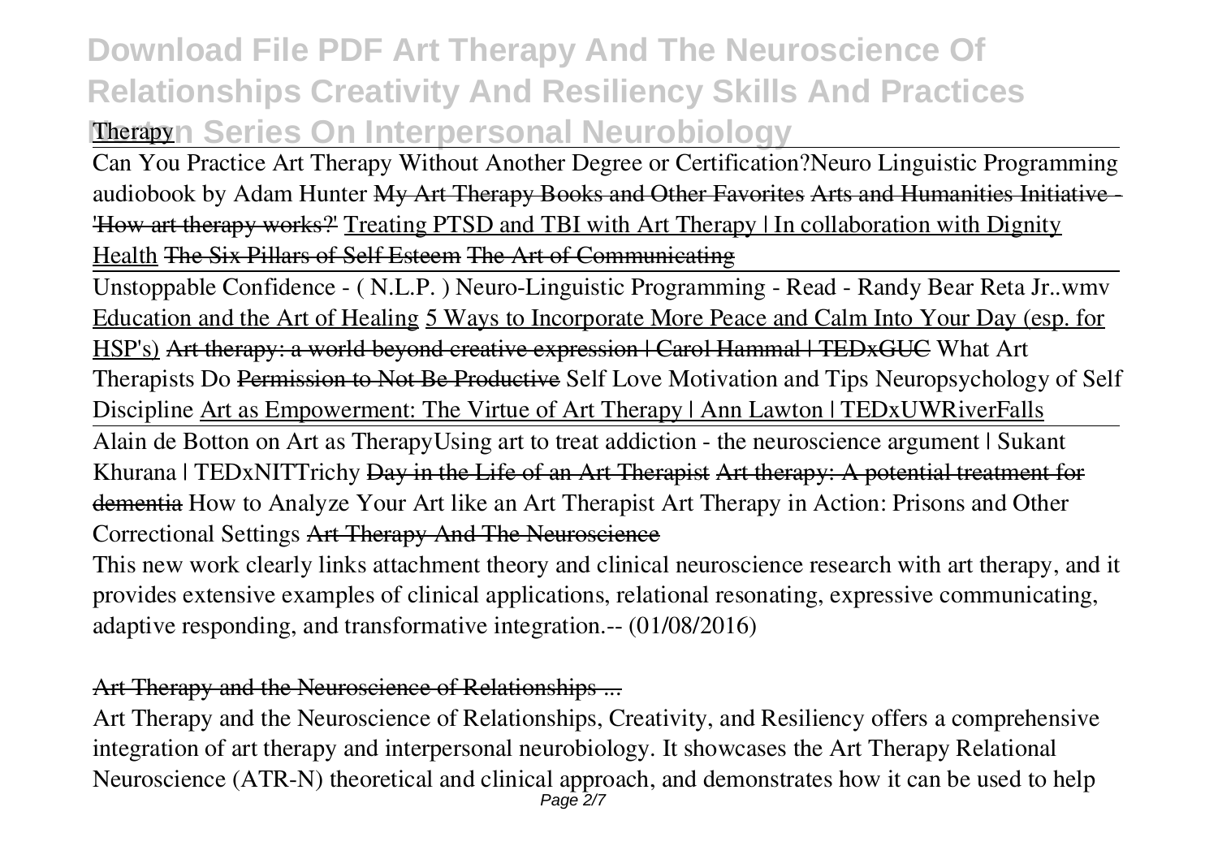Can You Practice Art Therapy Without Another Degree or Certification? Neuro Linguistic Programming audiobook by Adam Hunter My Art Therapy Books and Other Favorites Arts and Humanities Initiative - 'How art therapy works?' Treating PTSD and TBI with Art Therapy | In collaboration with Dignity Health The Six Pillars of Self Esteem The Art of Communicating

Unstoppable Confidence - ( N.L.P. ) Neuro-Linguistic Programming - Read - Randy Bear Reta Jr..wmv Education and the Art of Healing 5 Ways to Incorporate More Peace and Calm Into Your Day (esp. for HSP's) Art therapy: a world beyond creative expression | Carol Hammal | TEDxGUC What Art Therapists Do Permission to Not Be Productive Self Love Motivation and Tips Neuropsychology of Self Discipline Art as Empowerment: The Virtue of Art Therapy | Ann Lawton | TEDxUWRiverFalls

Alain de Botton on Art as Therapy Using art to treat addiction - the neuroscience argument | Sukant Khurana | TEDxNITTrichy Day in the Life of an Art Therapist Art therapy: A potential treatment for dementia How to Analyze Your Art like an Art Therapist Art Therapy in Action: Prisons and Other Correctional Settings Art Therapy And The Neuroscience

This new work clearly links attachment theory and clinical neuroscience research with art therapy, and it provides extensive examples of clinical applications, relational resonating, expressive communicating, adaptive responding, and transformative integration.-- (01/08/2016)

## Art Therapy and the Neuroscience of Relationships ...

Art Therapy and the Neuroscience of Relationships, Creativity, and Resiliency offers a comprehensive integration of art therapy and interpersonal neurobiology. It showcases the Art Therapy Relational Neuroscience (ATR-N) theoretical and clinical approach, and demonstrates how it can be used to help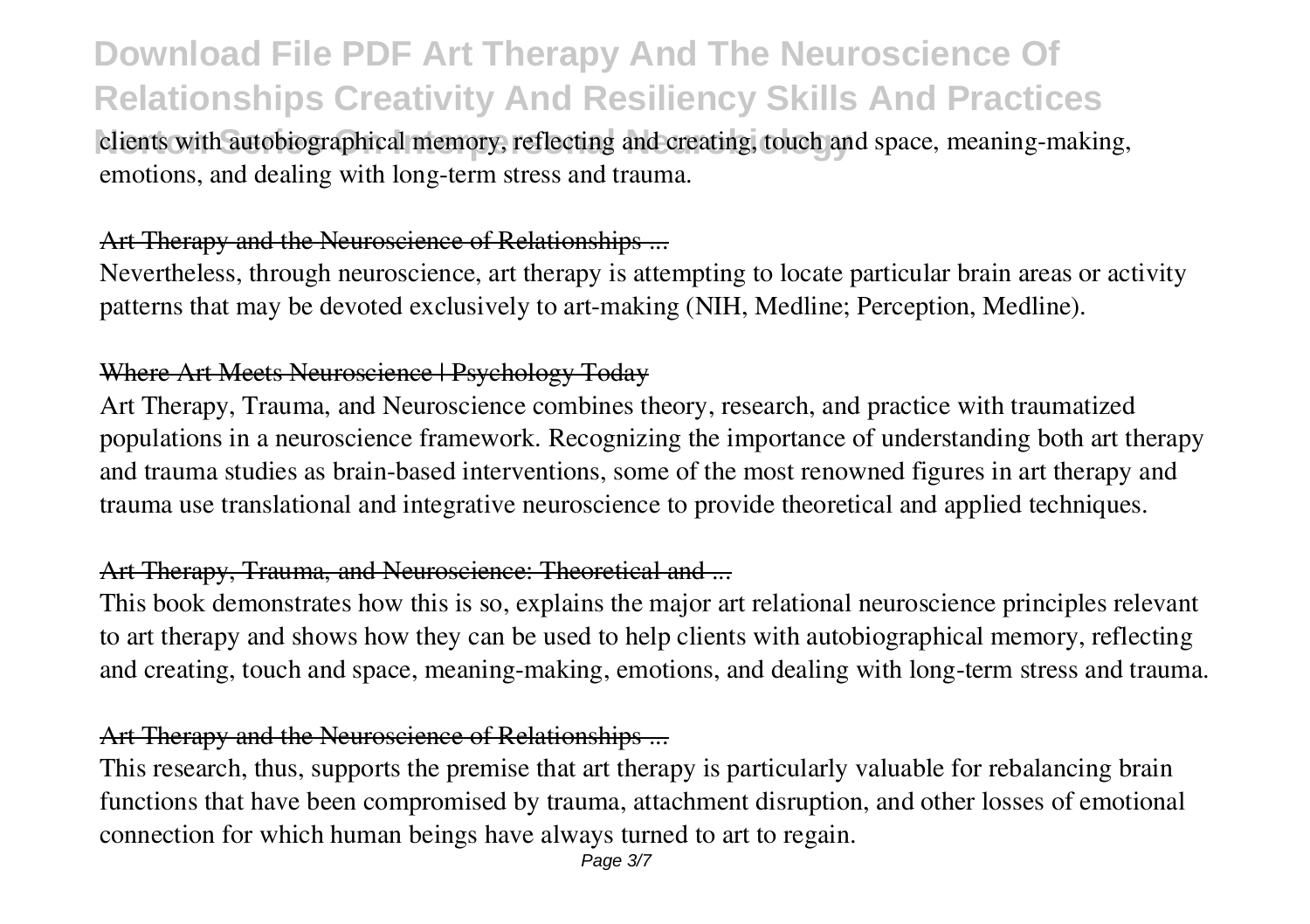clients with autobiographical memory, reflecting and creating, touch and space, meaning-making, emotions, and dealing with long-term stress and trauma.

### Art Therapy and the Neuroscience of Relationships ...

Nevertheless, through neuroscience, art therapy is attempting to locate particular brain areas or activity patterns that may be devoted exclusively to art-making (NIH, Medline; Perception, Medline).

### Where Art Meets Neuroscience | Psychology Today

Art Therapy, Trauma, and Neuroscience combines theory, research, and practice with traumatized populations in a neuroscience framework. Recognizing the importance of understanding both art therapy and trauma studies as brain-based interventions, some of the most renowned figures in art therapy and trauma use translational and integrative neuroscience to provide theoretical and applied techniques.

### Art Therapy, Trauma, and Neuroscience: Theoretical and ...

This book demonstrates how this is so, explains the major art relational neuroscience principles relevant to art therapy and shows how they can be used to help clients with autobiographical memory, reflecting and creating, touch and space, meaning-making, emotions, and dealing with long-term stress and trauma.

### Art Therapy and the Neuroscience of Relationships ...

This research, thus, supports the premise that art therapy is particularly valuable for rebalancing brain functions that have been compromised by trauma, attachment disruption, and other losses of emotional connection for which human beings have always turned to art to regain.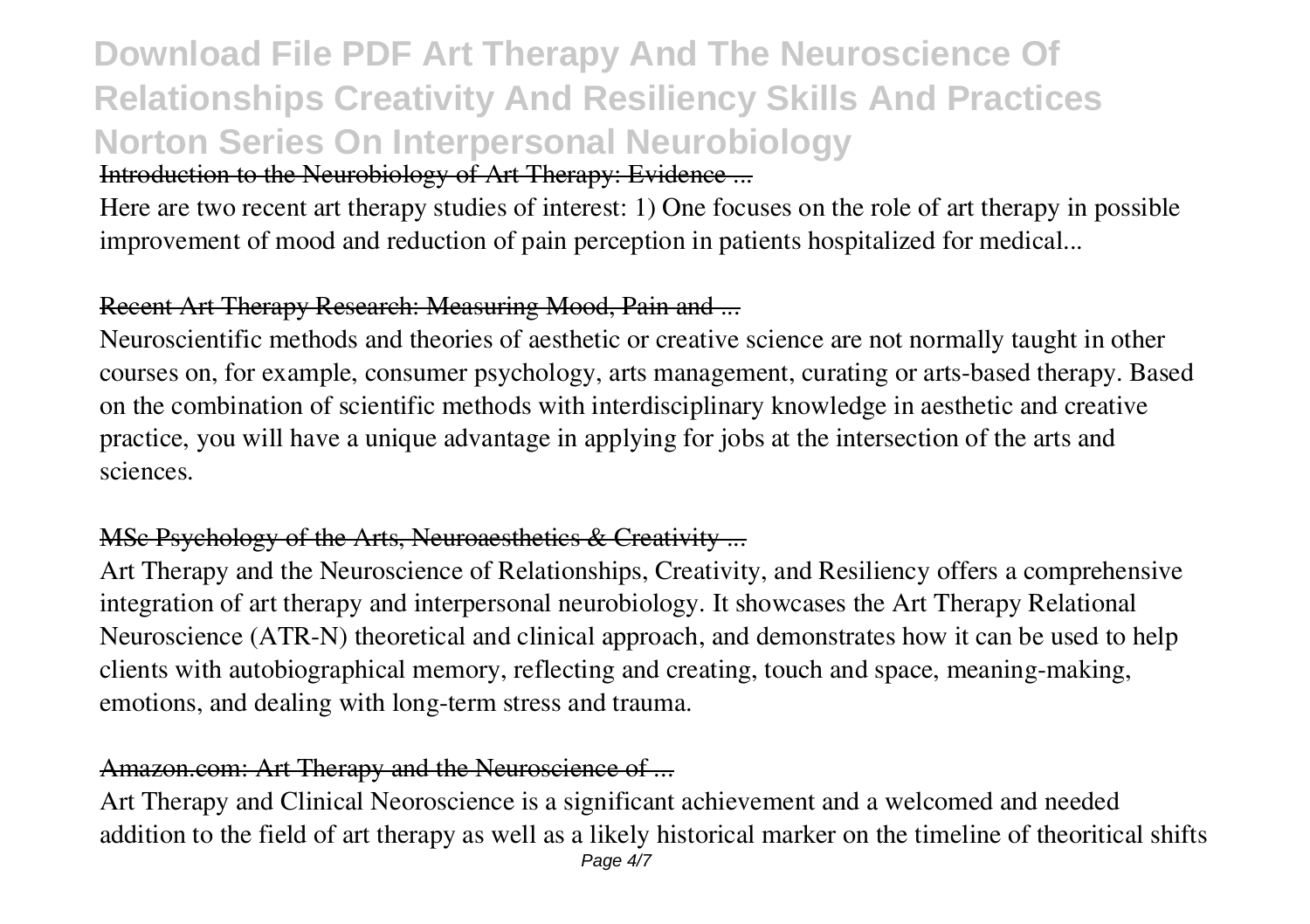Introduction to the Neurobiology of Art Therapy: Evidence ...

Here are two recent art therapy studies of interest: 1) One focuses on the role of art therapy in possible improvement of mood and reduction of pain perception in patients hospitalized for medical...

## Recent Art Therapy Research: Measuring Mood, Pain and ...

Neuroscientific methods and theories of aesthetic or creative science are not normally taught in other courses on, for example, consumer psychology, arts management, curating or arts-based therapy. Based on the combination of scientific methods with interdisciplinary knowledge in aesthetic and creative practice, you will have a unique advantage in applying for jobs at the intersection of the arts and sciences.

## MSc Psychology of the Arts, Neuroaesthetics & Creativity ...

Art Therapy and the Neuroscience of Relationships, Creativity, and Resiliency offers a comprehensive integration of art therapy and interpersonal neurobiology. It showcases the Art Therapy Relational Neuroscience (ATR-N) theoretical and clinical approach, and demonstrates how it can be used to help clients with autobiographical memory, reflecting and creating, touch and space, meaning-making, emotions, and dealing with long-term stress and trauma.

## Amazon.com: Art Therapy and the Neuroscience of ...

Art Therapy and Clinical Neoroscience is a significant achievement and a welcomed and needed addition to the field of art therapy as well as a likely historical marker on the timeline of theoritical shifts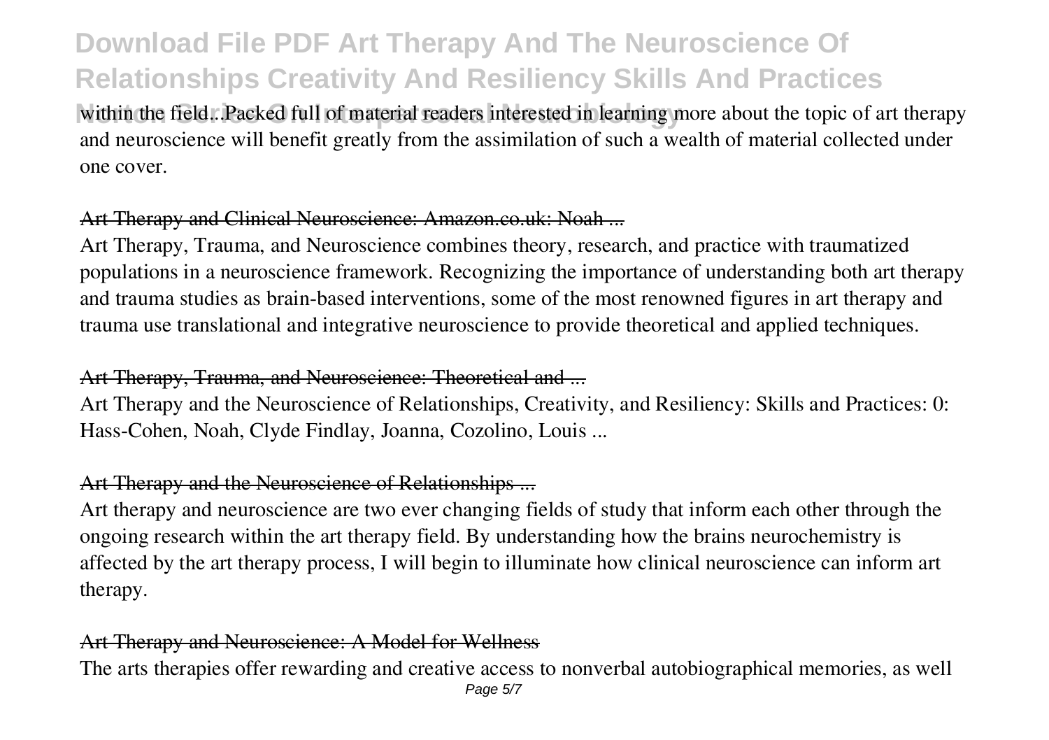within the field...Packed full of material readers interested in learning more about the topic of art therapy and neuroscience will benefit greatly from the assimilation of such a wealth of material collected under one cover.

## Art Therapy and Clinical Neuroscience: Amazon.co.uk: Noah ...

Art Therapy, Trauma, and Neuroscience combines theory, research, and practice with traumatized populations in a neuroscience framework. Recognizing the importance of understanding both art therapy and trauma studies as brain-based interventions, some of the most renowned figures in art therapy and trauma use translational and integrative neuroscience to provide theoretical and applied techniques.

## Art Therapy, Trauma, and Neuroscience: Theoretical and ...

Art Therapy and the Neuroscience of Relationships, Creativity, and Resiliency: Skills and Practices: 0: Hass-Cohen, Noah, Clyde Findlay, Joanna, Cozolino, Louis ...

## Art Therapy and the Neuroscience of Relationships ...

Art therapy and neuroscience are two ever changing fields of study that inform each other through the ongoing research within the art therapy field. By understanding how the brains neurochemistry is affected by the art therapy process, I will begin to illuminate how clinical neuroscience can inform art therapy.

## Art Therapy and Neuroscience: A Model for Wellness

The arts therapies offer rewarding and creative access to nonverbal autobiographical memories, as well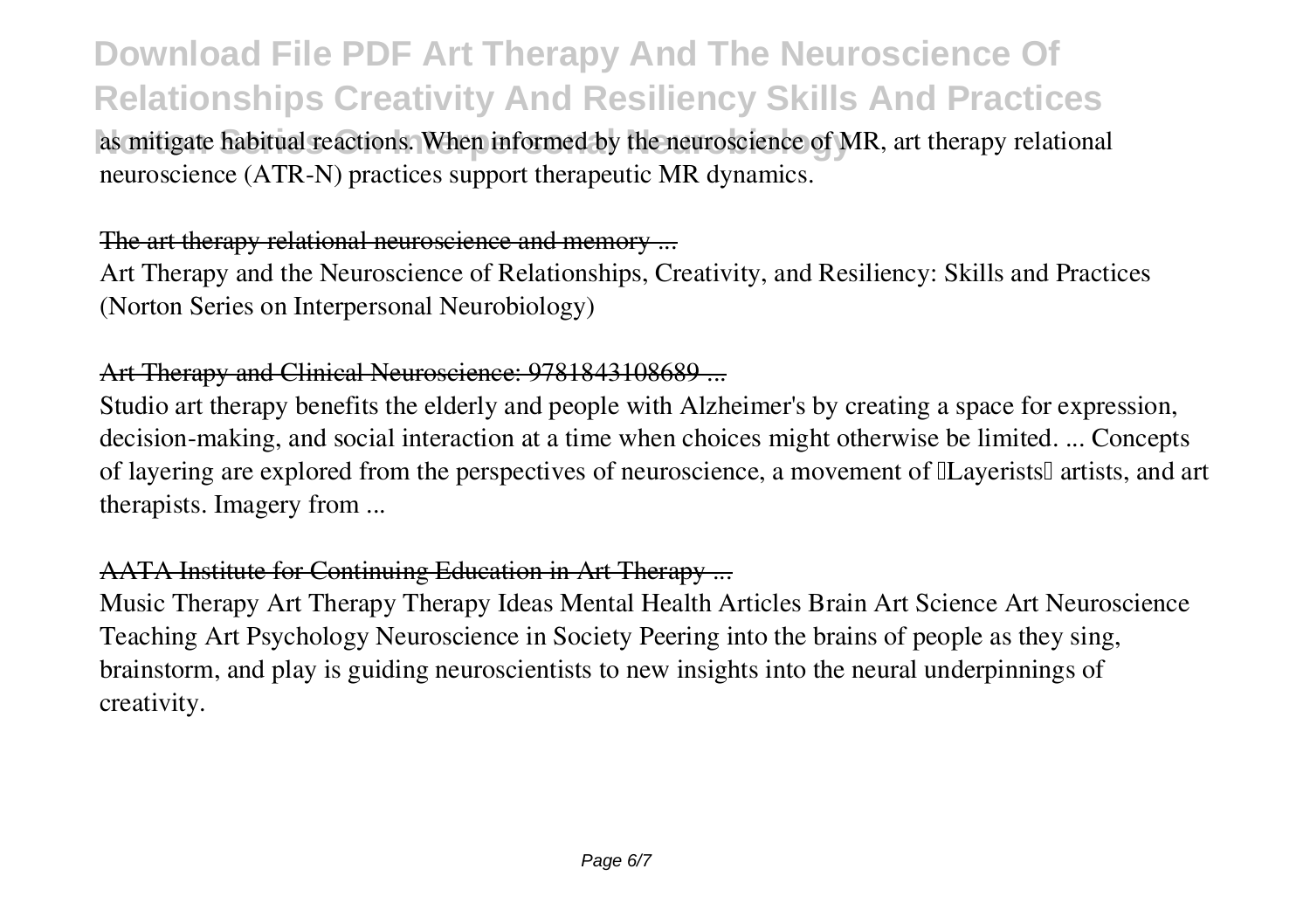as mitigate habitual reactions. When informed by the neuroscience of MR, art therapy relational neuroscience (ATR-N) practices support therapeutic MR dynamics.

## The art therapy relational neuroscience and memory ...

Art Therapy and the Neuroscience of Relationships, Creativity, and Resiliency: Skills and Practices (Norton Series on Interpersonal Neurobiology)

## Art Therapy and Clinical Neuroscience: 9781843108689 ...

Studio art therapy benefits the elderly and people with Alzheimer's by creating a space for expression, decision-making, and social interaction at a time when choices might otherwise be limited. ... Concepts of layering are explored from the perspectives of neuroscience, a movement of "Layerists" artists, and art therapists. Imagery from ...

## AATA Institute for Continuing Education in Art Therapy ...

Music Therapy Art Therapy Therapy Ideas Mental Health Articles Brain Art Science Art Neuroscience Teaching Art Psychology Neuroscience in Society Peering into the brains of people as they sing, brainstorm, and play is guiding neuroscientists to new insights into the neural underpinnings of creativity.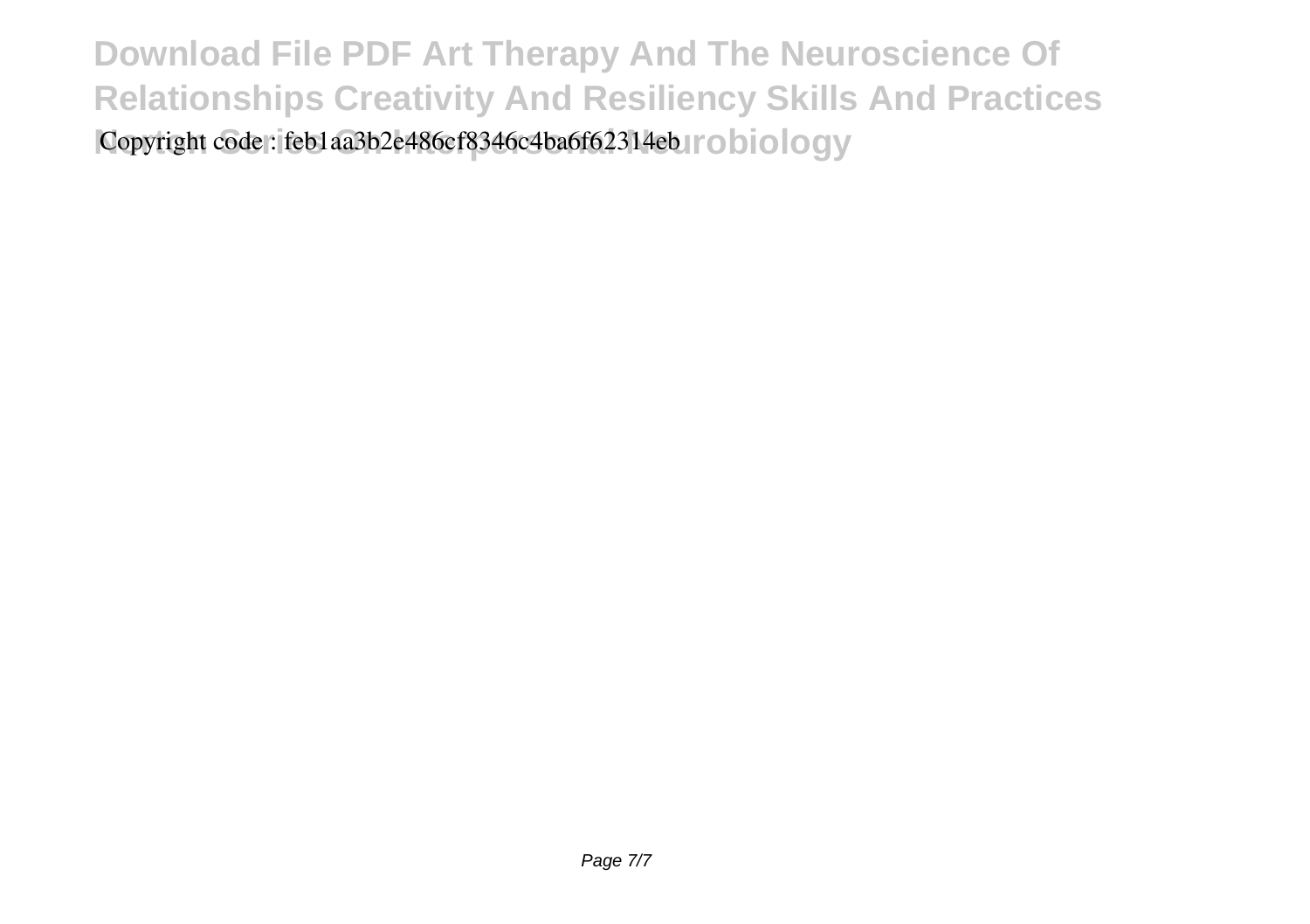Copyright code : feb1aa3b2e486cf8346c4ba6f62314eb